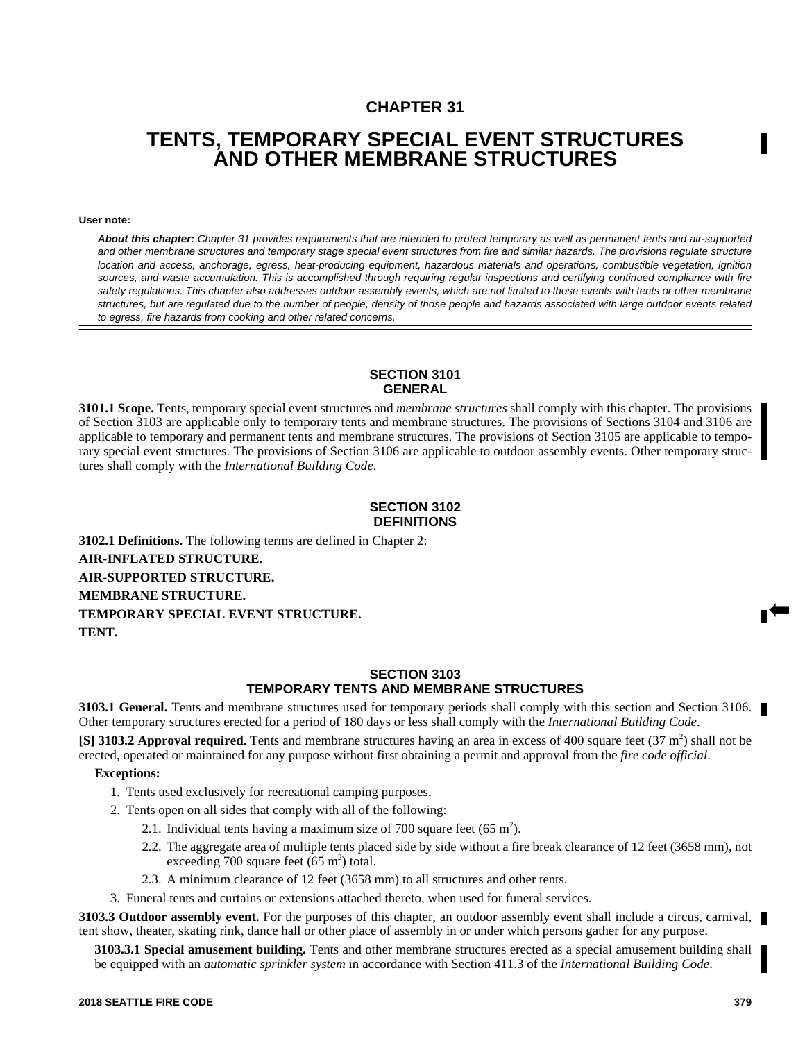# CHAPTER 31

# TENTS, TEMPORARY SPECIAL EVENT STRUCTURES AND OTHER MEMBRANE STRUCTURES

**User note:**

***About this chapter:*** *Chapter 31 provides requirements that are intended to protect temporary as well as permanent tents and air-supported and other membrane structures and temporary stage special event structures from fire and similar hazards. The provisions regulate structure location and access, anchorage, egress, heat-producing equipment, hazardous materials and operations, combustible vegetation, ignition sources, and waste accumulation. This is accomplished through requiring regular inspections and certifying continued compliance with fire safety regulations. This chapter also addresses outdoor assembly events, which are not limited to those events with tents or other membrane structures, but are regulated due to the number of people, density of those people and hazards associated with large outdoor events related to egress, fire hazards from cooking and other related concerns.*

## SECTION 3101 GENERAL

**3101.1 Scope.** Tents, temporary special event structures and *membrane structures* shall comply with this chapter. The provisions of Section 3103 are applicable only to temporary tents and membrane structures. The provisions of Sections 3104 and 3106 are applicable to temporary and permanent tents and membrane structures. The provisions of Section 3105 are applicable to temporary special event structures. The provisions of Section 3106 are applicable to outdoor assembly events. Other temporary structures shall comply with the *International Building Code*.

## SECTION 3102 DEFINITIONS

**3102.1 Definitions.** The following terms are defined in Chapter 2:

**AIR-INFLATED STRUCTURE.**

**AIR-SUPPORTED STRUCTURE.**

**MEMBRANE STRUCTURE.**

**TEMPORARY SPECIAL EVENT STRUCTURE.**

**TENT.**

## SECTION 3103 TEMPORARY TENTS AND MEMBRANE STRUCTURES

**3103.1 General.** Tents and membrane structures used for temporary periods shall comply with this section and Section 3106. Other temporary structures erected for a period of 180 days or less shall comply with the *International Building Code*.

**[S] 3103.2 Approval required.** Tents and membrane structures having an area in excess of 400 square feet (37 $m^2$) shall not be erected, operated or maintained for any purpose without first obtaining a permit and approval from the *fire code official*.

**Exceptions:**

1. Tents used exclusively for recreational camping purposes.
2. Tents open on all sides that comply with all of the following:
   - 2.1. Individual tents having a maximum size of 700 square feet (65 $m^2$).
   - 2.2. The aggregate area of multiple tents placed side by side without a fire break clearance of 12 feet (3658 mm), not exceeding 700 square feet (65 $m^2$) total.
   - 2.3. A minimum clearance of 12 feet (3658 mm) to all structures and other tents.
3. Funeral tents and curtains or extensions attached thereto, when used for funeral services.

**3103.3 Outdoor assembly event.** For the purposes of this chapter, an outdoor assembly event shall include a circus, carnival, tent show, theater, skating rink, dance hall or other place of assembly in or under which persons gather for any purpose.

**3103.3.1 Special amusement building.** Tents and other membrane structures erected as a special amusement building shall be equipped with an *automatic sprinkler system* in accordance with Section 411.3 of the *International Building Code*.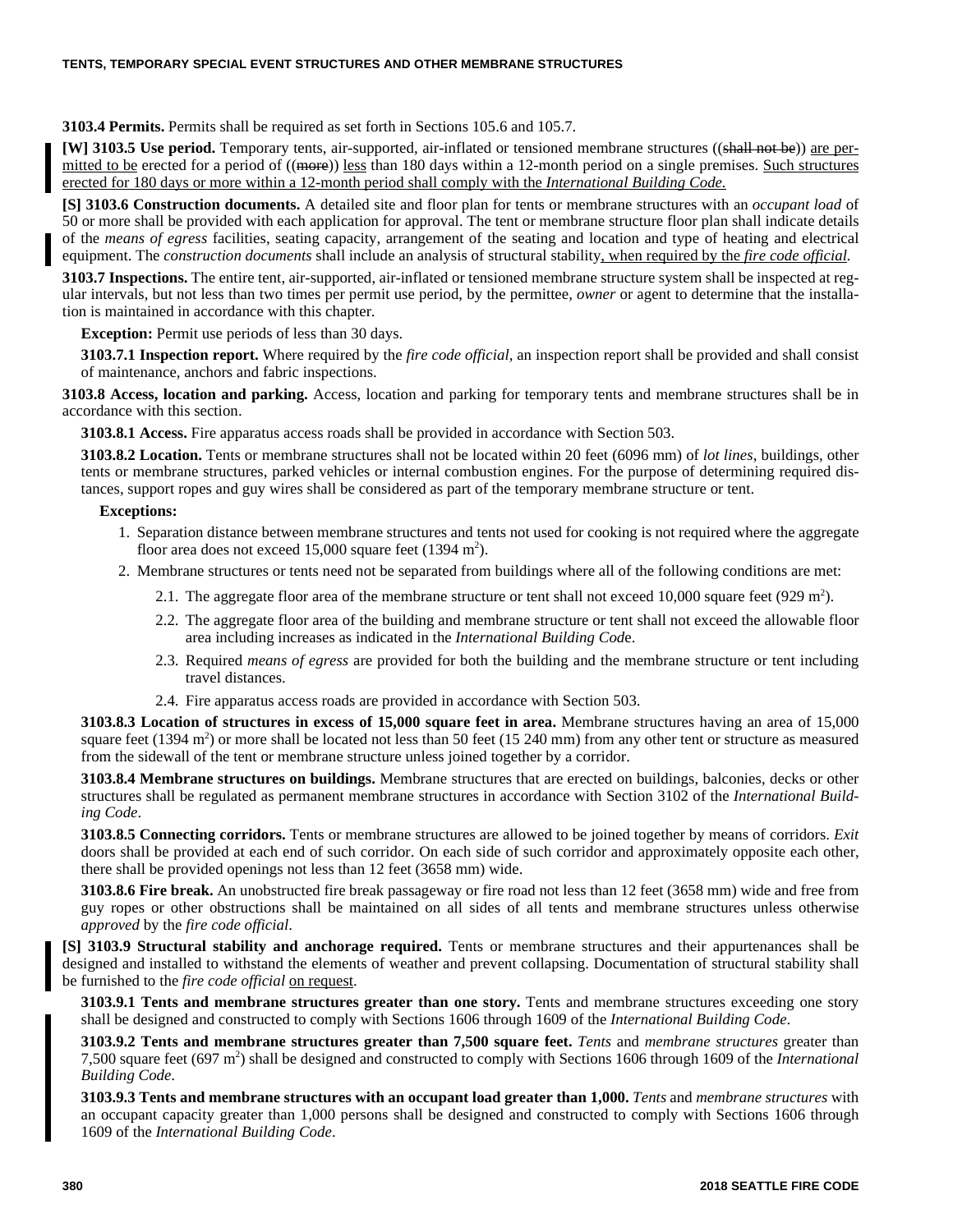**3103.4 Permits.** Permits shall be required as set forth in Sections 105.6 and 105.7.

**[W] 3103.5 Use period.** Temporary tents, air-supported, air-inflated or tensioned membrane structures ((~~shall not be~~)) are permitted to be erected for a period of ((~~more~~)) less than 180 days within a 12-month period on a single premises. Such structures erected for 180 days or more within a 12-month period shall comply with the *International Building Code.*

**[S] 3103.6 Construction documents.** A detailed site and floor plan for tents or membrane structures with an *occupant load* of 50 or more shall be provided with each application for approval. The tent or membrane structure floor plan shall indicate details of the *means of egress* facilities, seating capacity, arrangement of the seating and location and type of heating and electrical equipment. The *construction documents* shall include an analysis of structural stability, when required by the *fire code official.*

**3103.7 Inspections.** The entire tent, air-supported, air-inflated or tensioned membrane structure system shall be inspected at regular intervals, but not less than two times per permit use period, by the permittee, *owner* or agent to determine that the installation is maintained in accordance with this chapter.

**Exception:** Permit use periods of less than 30 days.

**3103.7.1 Inspection report.** Where required by the *fire code official*, an inspection report shall be provided and shall consist of maintenance, anchors and fabric inspections.

**3103.8 Access, location and parking.** Access, location and parking for temporary tents and membrane structures shall be in accordance with this section.

**3103.8.1 Access.** Fire apparatus access roads shall be provided in accordance with Section 503.

**3103.8.2 Location.** Tents or membrane structures shall not be located within 20 feet (6096 mm) of *lot lines*, buildings, other tents or membrane structures, parked vehicles or internal combustion engines. For the purpose of determining required distances, support ropes and guy wires shall be considered as part of the temporary membrane structure or tent.

**Exceptions:**

1. Separation distance between membrane structures and tents not used for cooking is not required where the aggregate floor area does not exceed 15,000 square feet (1394 $m^2$).
2. Membrane structures or tents need not be separated from buildings where all of the following conditions are met:
   - 2.1. The aggregate floor area of the membrane structure or tent shall not exceed 10,000 square feet (929 $m^2$).
   - 2.2. The aggregate floor area of the building and membrane structure or tent shall not exceed the allowable floor area including increases as indicated in the *International Building Code*.
   - 2.3. Required *means of egress* are provided for both the building and the membrane structure or tent including travel distances.
   - 2.4. Fire apparatus access roads are provided in accordance with Section 503.

**3103.8.3 Location of structures in excess of 15,000 square feet in area.** Membrane structures having an area of 15,000 square feet (1394 $m^2$) or more shall be located not less than 50 feet (15 240 mm) from any other tent or structure as measured from the sidewall of the tent or membrane structure unless joined together by a corridor.

**3103.8.4 Membrane structures on buildings.** Membrane structures that are erected on buildings, balconies, decks or other structures shall be regulated as permanent membrane structures in accordance with Section 3102 of the *International Building Code*.

**3103.8.5 Connecting corridors.** Tents or membrane structures are allowed to be joined together by means of corridors. *Exit* doors shall be provided at each end of such corridor. On each side of such corridor and approximately opposite each other, there shall be provided openings not less than 12 feet (3658 mm) wide.

**3103.8.6 Fire break.** An unobstructed fire break passageway or fire road not less than 12 feet (3658 mm) wide and free from guy ropes or other obstructions shall be maintained on all sides of all tents and membrane structures unless otherwise *approved* by the *fire code official*.

**[S] 3103.9 Structural stability and anchorage required.** Tents or membrane structures and their appurtenances shall be designed and installed to withstand the elements of weather and prevent collapsing. Documentation of structural stability shall be furnished to the *fire code official* on request.

**3103.9.1 Tents and membrane structures greater than one story.** Tents and membrane structures exceeding one story shall be designed and constructed to comply with Sections 1606 through 1609 of the *International Building Code*.

**3103.9.2 Tents and membrane structures greater than 7,500 square feet.** *Tents* and *membrane structures* greater than 7,500 square feet (697 $m^2$) shall be designed and constructed to comply with Sections 1606 through 1609 of the *International Building Code*.

**3103.9.3 Tents and membrane structures with an occupant load greater than 1,000.** *Tents* and *membrane structures* with an occupant capacity greater than 1,000 persons shall be designed and constructed to comply with Sections 1606 through 1609 of the *International Building Code*.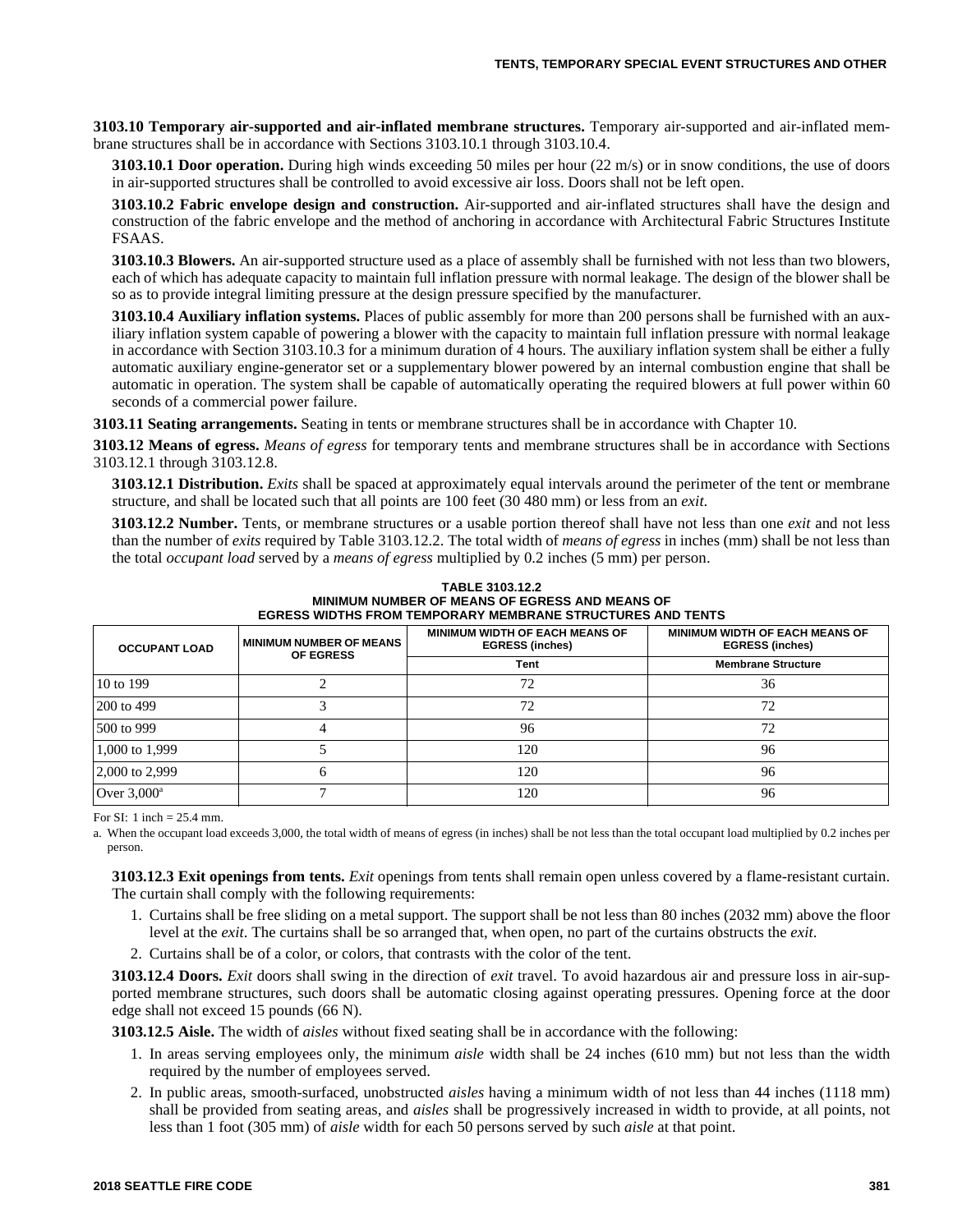**3103.10 Temporary air-supported and air-inflated membrane structures.** Temporary air-supported and air-inflated membrane structures shall be in accordance with Sections 3103.10.1 through 3103.10.4.

**3103.10.1 Door operation.** During high winds exceeding 50 miles per hour (22 m/s) or in snow conditions, the use of doors in air-supported structures shall be controlled to avoid excessive air loss. Doors shall not be left open.

**3103.10.2 Fabric envelope design and construction.** Air-supported and air-inflated structures shall have the design and construction of the fabric envelope and the method of anchoring in accordance with Architectural Fabric Structures Institute FSAAS.

**3103.10.3 Blowers.** An air-supported structure used as a place of assembly shall be furnished with not less than two blowers, each of which has adequate capacity to maintain full inflation pressure with normal leakage. The design of the blower shall be so as to provide integral limiting pressure at the design pressure specified by the manufacturer.

**3103.10.4 Auxiliary inflation systems.** Places of public assembly for more than 200 persons shall be furnished with an auxiliary inflation system capable of powering a blower with the capacity to maintain full inflation pressure with normal leakage in accordance with Section 3103.10.3 for a minimum duration of 4 hours. The auxiliary inflation system shall be either a fully automatic auxiliary engine-generator set or a supplementary blower powered by an internal combustion engine that shall be automatic in operation. The system shall be capable of automatically operating the required blowers at full power within 60 seconds of a commercial power failure.

**3103.11 Seating arrangements.** Seating in tents or membrane structures shall be in accordance with Chapter 10.

**3103.12 Means of egress.** *Means of egress* for temporary tents and membrane structures shall be in accordance with Sections 3103.12.1 through 3103.12.8.

**3103.12.1 Distribution.** *Exits* shall be spaced at approximately equal intervals around the perimeter of the tent or membrane structure, and shall be located such that all points are 100 feet (30 480 mm) or less from an *exit*.

**3103.12.2 Number.** Tents, or membrane structures or a usable portion thereof shall have not less than one *exit* and not less than the number of *exits* required by Table 3103.12.2. The total width of *means of egress* in inches (mm) shall be not less than the total *occupant load* served by a *means of egress* multiplied by 0.2 inches (5 mm) per person.

**TABLE 3103.12.2**
**MINIMUM NUMBER OF MEANS OF EGRESS AND MEANS OF EGRESS WIDTHS FROM TEMPORARY MEMBRANE STRUCTURES AND TENTS**

| OCCUPANT LOAD | MINIMUM NUMBER OF MEANS OF EGRESS | MINIMUM WIDTH OF EACH MEANS OF EGRESS (inches) | MINIMUM WIDTH OF EACH MEANS OF EGRESS (inches) |
|---|---|---|---|
| | | Tent | Membrane Structure |
| 10 to 199 | 2 | 72 | 36 |
| 200 to 499 | 3 | 72 | 72 |
| 500 to 999 | 4 | 96 | 72 |
| 1,000 to 1,999 | 5 | 120 | 96 |
| 2,000 to 2,999 | 6 | 120 | 96 |
| Over 3,000[a] | 7 | 120 | 96 |

For SI: 1 inch = 25.4 mm.

a. When the occupant load exceeds 3,000, the total width of means of egress (in inches) shall be not less than the total occupant load multiplied by 0.2 inches per person.

**3103.12.3 Exit openings from tents.** *Exit* openings from tents shall remain open unless covered by a flame-resistant curtain. The curtain shall comply with the following requirements:

1. Curtains shall be free sliding on a metal support. The support shall be not less than 80 inches (2032 mm) above the floor level at the *exit*. The curtains shall be so arranged that, when open, no part of the curtains obstructs the *exit*.
2. Curtains shall be of a color, or colors, that contrasts with the color of the tent.

**3103.12.4 Doors.** *Exit* doors shall swing in the direction of *exit* travel. To avoid hazardous air and pressure loss in air-supported membrane structures, such doors shall be automatic closing against operating pressures. Opening force at the door edge shall not exceed 15 pounds (66 N).

**3103.12.5 Aisle.** The width of *aisles* without fixed seating shall be in accordance with the following:

1. In areas serving employees only, the minimum *aisle* width shall be 24 inches (610 mm) but not less than the width required by the number of employees served.
2. In public areas, smooth-surfaced, unobstructed *aisles* having a minimum width of not less than 44 inches (1118 mm) shall be provided from seating areas, and *aisles* shall be progressively increased in width to provide, at all points, not less than 1 foot (305 mm) of *aisle* width for each 50 persons served by such *aisle* at that point.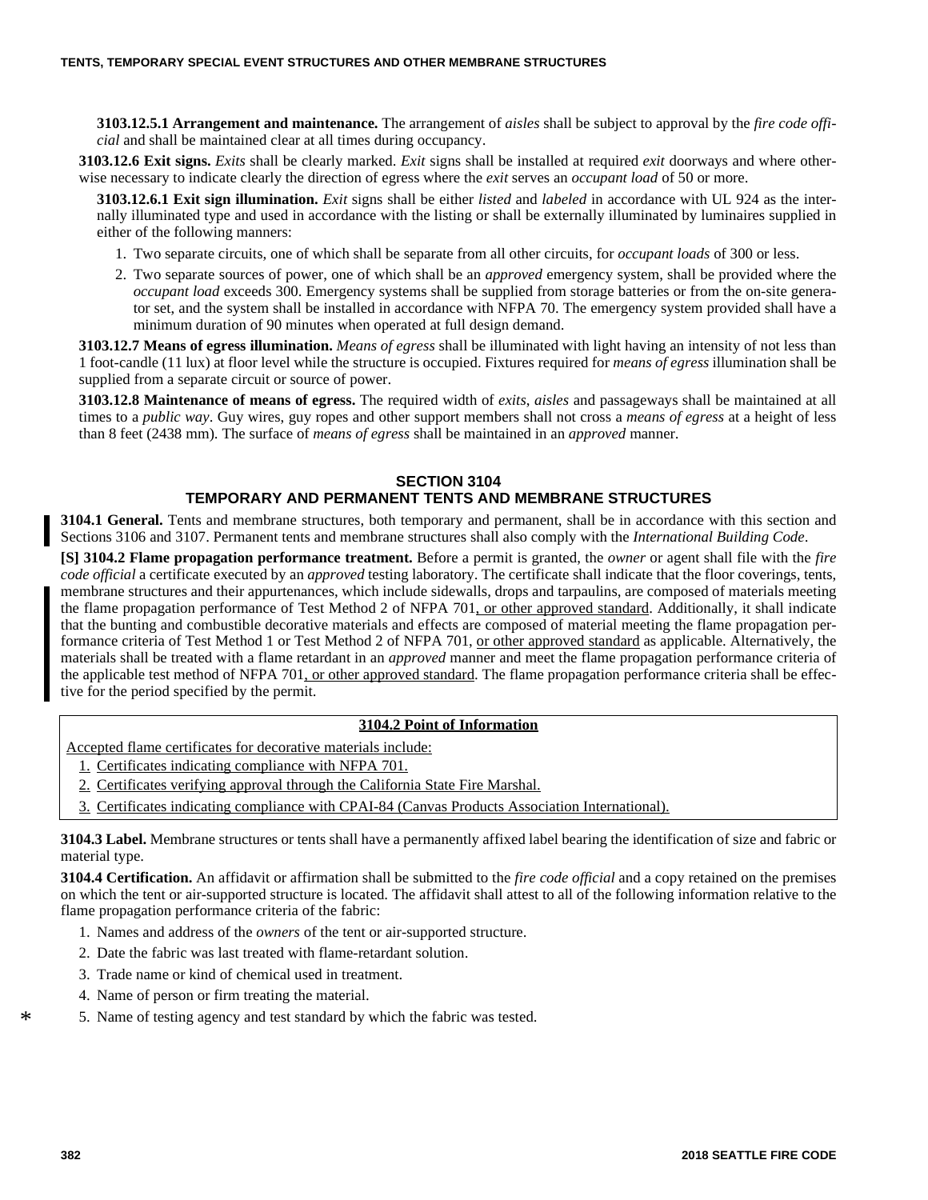**3103.12.5.1 Arrangement and maintenance.** The arrangement of *aisles* shall be subject to approval by the *fire code official* and shall be maintained clear at all times during occupancy.

**3103.12.6 Exit signs.** *Exits* shall be clearly marked. *Exit* signs shall be installed at required *exit* doorways and where otherwise necessary to indicate clearly the direction of egress where the *exit* serves an *occupant load* of 50 or more.

**3103.12.6.1 Exit sign illumination.** *Exit* signs shall be either *listed* and *labeled* in accordance with UL 924 as the internally illuminated type and used in accordance with the listing or shall be externally illuminated by luminaires supplied in either of the following manners:

1. Two separate circuits, one of which shall be separate from all other circuits, for *occupant loads* of 300 or less.
2. Two separate sources of power, one of which shall be an *approved* emergency system, shall be provided where the *occupant load* exceeds 300. Emergency systems shall be supplied from storage batteries or from the on-site generator set, and the system shall be installed in accordance with NFPA 70. The emergency system provided shall have a minimum duration of 90 minutes when operated at full design demand.

**3103.12.7 Means of egress illumination.** *Means of egress* shall be illuminated with light having an intensity of not less than 1 foot-candle (11 lux) at floor level while the structure is occupied. Fixtures required for *means of egress* illumination shall be supplied from a separate circuit or source of power.

**3103.12.8 Maintenance of means of egress.** The required width of *exits*, *aisles* and passageways shall be maintained at all times to a *public way*. Guy wires, guy ropes and other support members shall not cross a *means of egress* at a height of less than 8 feet (2438 mm). The surface of *means of egress* shall be maintained in an *approved* manner.

## SECTION 3104
## TEMPORARY AND PERMANENT TENTS AND MEMBRANE STRUCTURES

**3104.1 General.** Tents and membrane structures, both temporary and permanent, shall be in accordance with this section and Sections 3106 and 3107. Permanent tents and membrane structures shall also comply with the *International Building Code*.

**[S] 3104.2 Flame propagation performance treatment.** Before a permit is granted, the *owner* or agent shall file with the *fire code official* a certificate executed by an *approved* testing laboratory. The certificate shall indicate that the floor coverings, tents, membrane structures and their appurtenances, which include sidewalls, drops and tarpaulins, are composed of materials meeting the flame propagation performance of Test Method 2 of NFPA 701, or other approved standard. Additionally, it shall indicate that the bunting and combustible decorative materials and effects are composed of material meeting the flame propagation performance criteria of Test Method 1 or Test Method 2 of NFPA 701, or other approved standard as applicable. Alternatively, the materials shall be treated with a flame retardant in an *approved* manner and meet the flame propagation performance criteria of the applicable test method of NFPA 701, or other approved standard. The flame propagation performance criteria shall be effective for the period specified by the permit.

**3104.2 Point of Information**

Accepted flame certificates for decorative materials include:

1. Certificates indicating compliance with NFPA 701.
2. Certificates verifying approval through the California State Fire Marshal.
3. Certificates indicating compliance with CPAI-84 (Canvas Products Association International).

**3104.3 Label.** Membrane structures or tents shall have a permanently affixed label bearing the identification of size and fabric or material type.

**3104.4 Certification.** An affidavit or affirmation shall be submitted to the *fire code official* and a copy retained on the premises on which the tent or air-supported structure is located. The affidavit shall attest to all of the following information relative to the flame propagation performance criteria of the fabric:

1. Names and address of the *owners* of the tent or air-supported structure.
2. Date the fabric was last treated with flame-retardant solution.
3. Trade name or kind of chemical used in treatment.
4. Name of person or firm treating the material.
5. Name of testing agency and test standard by which the fabric was tested.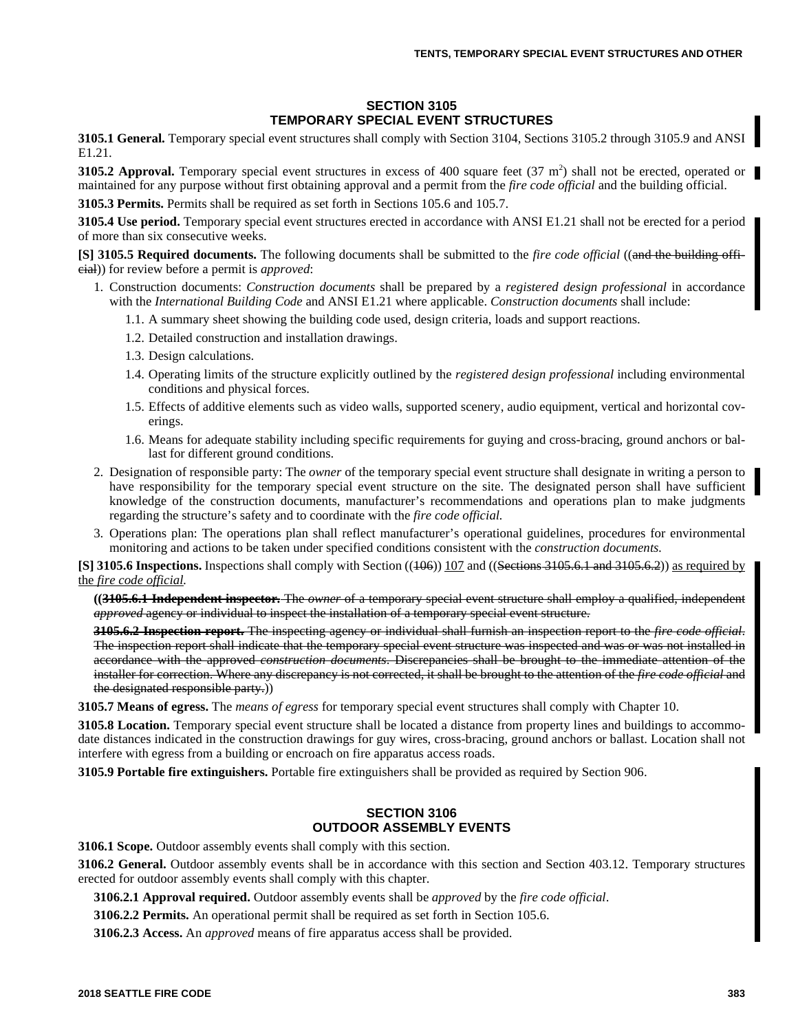## SECTION 3105
## TEMPORARY SPECIAL EVENT STRUCTURES

**3105.1 General.** Temporary special event structures shall comply with Section 3104, Sections 3105.2 through 3105.9 and ANSI E1.21.

**3105.2 Approval.** Temporary special event structures in excess of 400 square feet (37 $m^2$) shall not be erected, operated or maintained for any purpose without first obtaining approval and a permit from the *fire code official* and the building official.

**3105.3 Permits.** Permits shall be required as set forth in Sections 105.6 and 105.7.

**3105.4 Use period.** Temporary special event structures erected in accordance with ANSI E1.21 shall not be erected for a period of more than six consecutive weeks.

**[S] 3105.5 Required documents.** The following documents shall be submitted to the *fire code official* ((~~and the building official~~)) for review before a permit is *approved*:

1. Construction documents: *Construction documents* shall be prepared by a *registered design professional* in accordance with the *International Building Code* and ANSI E1.21 where applicable. *Construction documents* shall include:
   1.1. A summary sheet showing the building code used, design criteria, loads and support reactions.
   1.2. Detailed construction and installation drawings.
   1.3. Design calculations.
   1.4. Operating limits of the structure explicitly outlined by the *registered design professional* including environmental conditions and physical forces.
   1.5. Effects of additive elements such as video walls, supported scenery, audio equipment, vertical and horizontal coverings.
   1.6. Means for adequate stability including specific requirements for guying and cross-bracing, ground anchors or ballast for different ground conditions.
2. Designation of responsible party: The *owner* of the temporary special event structure shall designate in writing a person to have responsibility for the temporary special event structure on the site. The designated person shall have sufficient knowledge of the construction documents, manufacturer's recommendations and operations plan to make judgments regarding the structure's safety and to coordinate with the *fire code official.*
3. Operations plan: The operations plan shall reflect manufacturer's operational guidelines, procedures for environmental monitoring and actions to be taken under specified conditions consistent with the *construction documents.*

**[S] 3105.6 Inspections.** Inspections shall comply with Section ((~~106~~)) <u>107</u> and ((~~Sections 3105.6.1 and 3105.6.2~~)) <u>as required by the *fire code official*.</u>

((~~**3105.6.1 Independent inspector.** The *owner* of a temporary special event structure shall employ a qualified, independent *approved* agency or individual to inspect the installation of a temporary special event structure.~~

~~**3105.6.2 Inspection report.** The inspecting agency or individual shall furnish an inspection report to the *fire code official*. The inspection report shall indicate that the temporary special event structure was inspected and was or was not installed in accordance with the approved *construction documents*. Discrepancies shall be brought to the immediate attention of the installer for correction. Where any discrepancy is not corrected, it shall be brought to the attention of the *fire code official* and the designated responsible party.~~))

**3105.7 Means of egress.** The *means of egress* for temporary special event structures shall comply with Chapter 10.

**3105.8 Location.** Temporary special event structure shall be located a distance from property lines and buildings to accommodate distances indicated in the construction drawings for guy wires, cross-bracing, ground anchors or ballast. Location shall not interfere with egress from a building or encroach on fire apparatus access roads.

**3105.9 Portable fire extinguishers.** Portable fire extinguishers shall be provided as required by Section 906.

## SECTION 3106
## OUTDOOR ASSEMBLY EVENTS

**3106.1 Scope.** Outdoor assembly events shall comply with this section.

**3106.2 General.** Outdoor assembly events shall be in accordance with this section and Section 403.12. Temporary structures erected for outdoor assembly events shall comply with this chapter.

**3106.2.1 Approval required.** Outdoor assembly events shall be *approved* by the *fire code official*.

**3106.2.2 Permits.** An operational permit shall be required as set forth in Section 105.6.

**3106.2.3 Access.** An *approved* means of fire apparatus access shall be provided.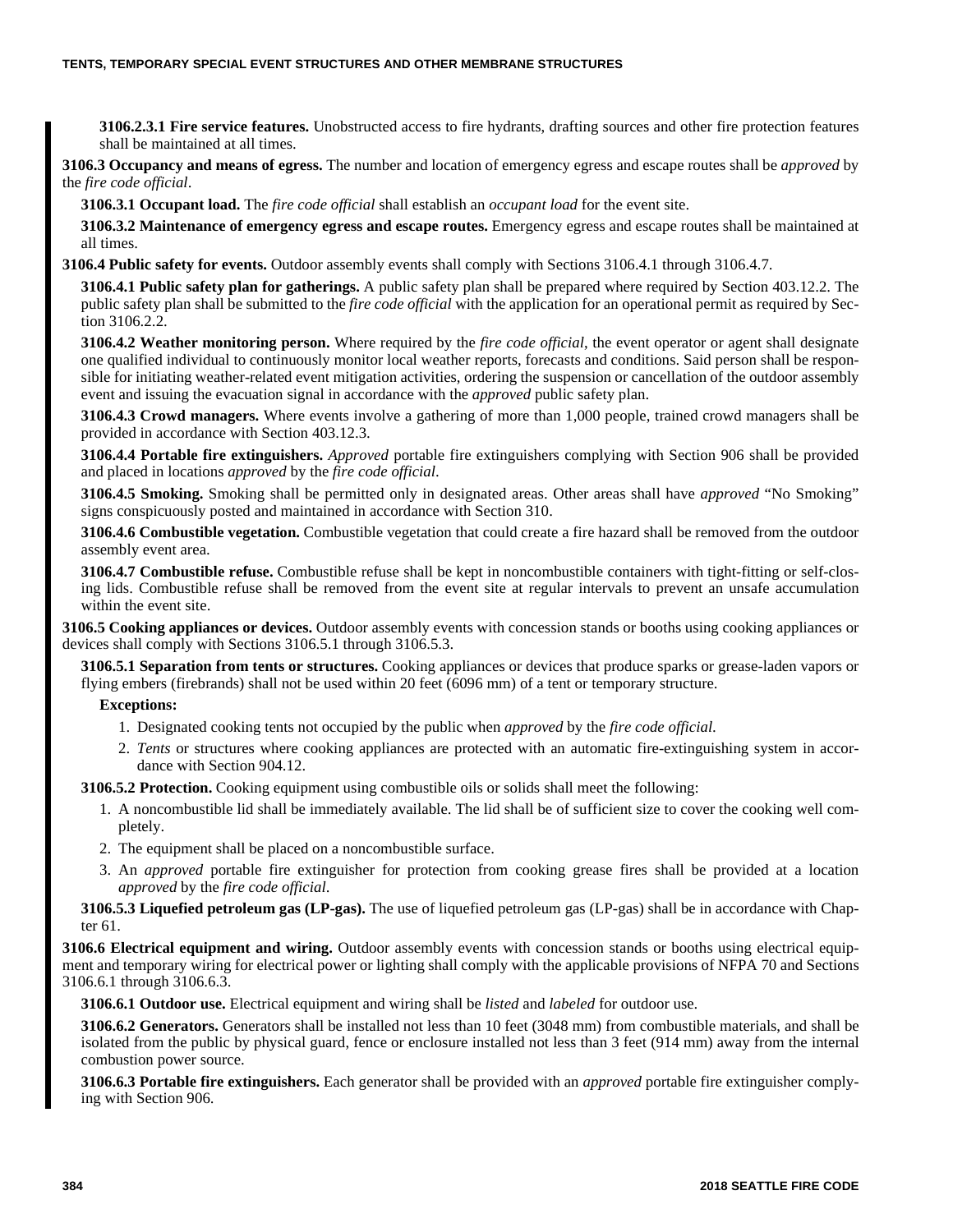**3106.2.3.1 Fire service features.** Unobstructed access to fire hydrants, drafting sources and other fire protection features shall be maintained at all times.

**3106.3 Occupancy and means of egress.** The number and location of emergency egress and escape routes shall be *approved* by the *fire code official*.

**3106.3.1 Occupant load.** The *fire code official* shall establish an *occupant load* for the event site.

**3106.3.2 Maintenance of emergency egress and escape routes.** Emergency egress and escape routes shall be maintained at all times.

**3106.4 Public safety for events.** Outdoor assembly events shall comply with Sections 3106.4.1 through 3106.4.7.

**3106.4.1 Public safety plan for gatherings.** A public safety plan shall be prepared where required by Section 403.12.2. The public safety plan shall be submitted to the *fire code official* with the application for an operational permit as required by Section 3106.2.2.

**3106.4.2 Weather monitoring person.** Where required by the *fire code official*, the event operator or agent shall designate one qualified individual to continuously monitor local weather reports, forecasts and conditions. Said person shall be responsible for initiating weather-related event mitigation activities, ordering the suspension or cancellation of the outdoor assembly event and issuing the evacuation signal in accordance with the *approved* public safety plan.

**3106.4.3 Crowd managers.** Where events involve a gathering of more than 1,000 people, trained crowd managers shall be provided in accordance with Section 403.12.3.

**3106.4.4 Portable fire extinguishers.** *Approved* portable fire extinguishers complying with Section 906 shall be provided and placed in locations *approved* by the *fire code official*.

**3106.4.5 Smoking.** Smoking shall be permitted only in designated areas. Other areas shall have *approved* "No Smoking" signs conspicuously posted and maintained in accordance with Section 310.

**3106.4.6 Combustible vegetation.** Combustible vegetation that could create a fire hazard shall be removed from the outdoor assembly event area.

**3106.4.7 Combustible refuse.** Combustible refuse shall be kept in noncombustible containers with tight-fitting or self-closing lids. Combustible refuse shall be removed from the event site at regular intervals to prevent an unsafe accumulation within the event site.

**3106.5 Cooking appliances or devices.** Outdoor assembly events with concession stands or booths using cooking appliances or devices shall comply with Sections 3106.5.1 through 3106.5.3.

**3106.5.1 Separation from tents or structures.** Cooking appliances or devices that produce sparks or grease-laden vapors or flying embers (firebrands) shall not be used within 20 feet (6096 mm) of a tent or temporary structure.

**Exceptions:**

1. Designated cooking tents not occupied by the public when *approved* by the *fire code official*.
2. *Tents* or structures where cooking appliances are protected with an automatic fire-extinguishing system in accordance with Section 904.12.

**3106.5.2 Protection.** Cooking equipment using combustible oils or solids shall meet the following:

1. A noncombustible lid shall be immediately available. The lid shall be of sufficient size to cover the cooking well completely.
2. The equipment shall be placed on a noncombustible surface.
3. An *approved* portable fire extinguisher for protection from cooking grease fires shall be provided at a location *approved* by the *fire code official*.

**3106.5.3 Liquefied petroleum gas (LP-gas).** The use of liquefied petroleum gas (LP-gas) shall be in accordance with Chapter 61.

**3106.6 Electrical equipment and wiring.** Outdoor assembly events with concession stands or booths using electrical equipment and temporary wiring for electrical power or lighting shall comply with the applicable provisions of NFPA 70 and Sections 3106.6.1 through 3106.6.3.

**3106.6.1 Outdoor use.** Electrical equipment and wiring shall be *listed* and *labeled* for outdoor use.

**3106.6.2 Generators.** Generators shall be installed not less than 10 feet (3048 mm) from combustible materials, and shall be isolated from the public by physical guard, fence or enclosure installed not less than 3 feet (914 mm) away from the internal combustion power source.

**3106.6.3 Portable fire extinguishers.** Each generator shall be provided with an *approved* portable fire extinguisher complying with Section 906.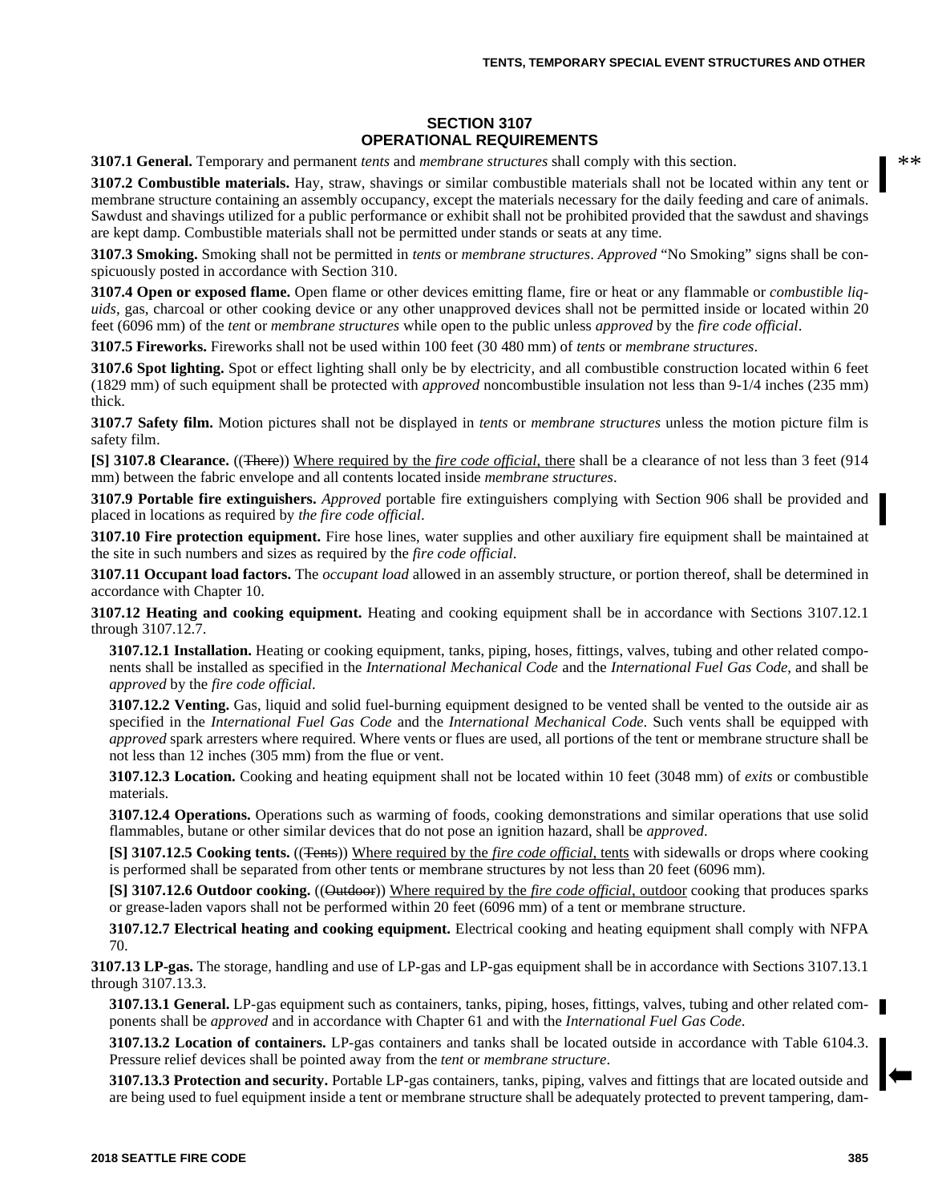## SECTION 3107
## OPERATIONAL REQUIREMENTS

**3107.1 General.** Temporary and permanent *tents* and *membrane structures* shall comply with this section.

**3107.2 Combustible materials.** Hay, straw, shavings or similar combustible materials shall not be located within any tent or membrane structure containing an assembly occupancy, except the materials necessary for the daily feeding and care of animals. Sawdust and shavings utilized for a public performance or exhibit shall not be prohibited provided that the sawdust and shavings are kept damp. Combustible materials shall not be permitted under stands or seats at any time.

**3107.3 Smoking.** Smoking shall not be permitted in *tents* or *membrane structures*. *Approved* "No Smoking" signs shall be conspicuously posted in accordance with Section 310.

**3107.4 Open or exposed flame.** Open flame or other devices emitting flame, fire or heat or any flammable or *combustible liquids*, gas, charcoal or other cooking device or any other unapproved devices shall not be permitted inside or located within 20 feet (6096 mm) of the *tent* or *membrane structures* while open to the public unless *approved* by the *fire code official*.

**3107.5 Fireworks.** Fireworks shall not be used within 100 feet (30 480 mm) of *tents* or *membrane structures*.

**3107.6 Spot lighting.** Spot or effect lighting shall only be by electricity, and all combustible construction located within 6 feet (1829 mm) of such equipment shall be protected with *approved* noncombustible insulation not less than 9-1/4 inches (235 mm) thick.

**3107.7 Safety film.** Motion pictures shall not be displayed in *tents* or *membrane structures* unless the motion picture film is safety film.

**[S] 3107.8 Clearance.** ((~~There~~)) Where required by the *fire code official*, there shall be a clearance of not less than 3 feet (914 mm) between the fabric envelope and all contents located inside *membrane structures*.

**3107.9 Portable fire extinguishers.** *Approved* portable fire extinguishers complying with Section 906 shall be provided and placed in locations as required by *the fire code official*.

**3107.10 Fire protection equipment.** Fire hose lines, water supplies and other auxiliary fire equipment shall be maintained at the site in such numbers and sizes as required by the *fire code official*.

**3107.11 Occupant load factors.** The *occupant load* allowed in an assembly structure, or portion thereof, shall be determined in accordance with Chapter 10.

**3107.12 Heating and cooking equipment.** Heating and cooking equipment shall be in accordance with Sections 3107.12.1 through 3107.12.7.

**3107.12.1 Installation.** Heating or cooking equipment, tanks, piping, hoses, fittings, valves, tubing and other related components shall be installed as specified in the *International Mechanical Code* and the *International Fuel Gas Code*, and shall be *approved* by the *fire code official*.

**3107.12.2 Venting.** Gas, liquid and solid fuel-burning equipment designed to be vented shall be vented to the outside air as specified in the *International Fuel Gas Code* and the *International Mechanical Code*. Such vents shall be equipped with *approved* spark arresters where required. Where vents or flues are used, all portions of the tent or membrane structure shall be not less than 12 inches (305 mm) from the flue or vent.

**3107.12.3 Location.** Cooking and heating equipment shall not be located within 10 feet (3048 mm) of *exits* or combustible materials.

**3107.12.4 Operations.** Operations such as warming of foods, cooking demonstrations and similar operations that use solid flammables, butane or other similar devices that do not pose an ignition hazard, shall be *approved*.

**[S] 3107.12.5 Cooking tents.** ((~~Tents~~)) Where required by the *fire code official*, tents with sidewalls or drops where cooking is performed shall be separated from other tents or membrane structures by not less than 20 feet (6096 mm).

**[S] 3107.12.6 Outdoor cooking.** ((~~Outdoor~~)) Where required by the *fire code official*, outdoor cooking that produces sparks or grease-laden vapors shall not be performed within 20 feet (6096 mm) of a tent or membrane structure.

**3107.12.7 Electrical heating and cooking equipment.** Electrical cooking and heating equipment shall comply with NFPA 70.

**3107.13 LP-gas.** The storage, handling and use of LP-gas and LP-gas equipment shall be in accordance with Sections 3107.13.1 through 3107.13.3.

**3107.13.1 General.** LP-gas equipment such as containers, tanks, piping, hoses, fittings, valves, tubing and other related components shall be *approved* and in accordance with Chapter 61 and with the *International Fuel Gas Code*.

**3107.13.2 Location of containers.** LP-gas containers and tanks shall be located outside in accordance with Table 6104.3. Pressure relief devices shall be pointed away from the *tent* or *membrane structure*.

**3107.13.3 Protection and security.** Portable LP-gas containers, tanks, piping, valves and fittings that are located outside and are being used to fuel equipment inside a tent or membrane structure shall be adequately protected to prevent tampering, dam-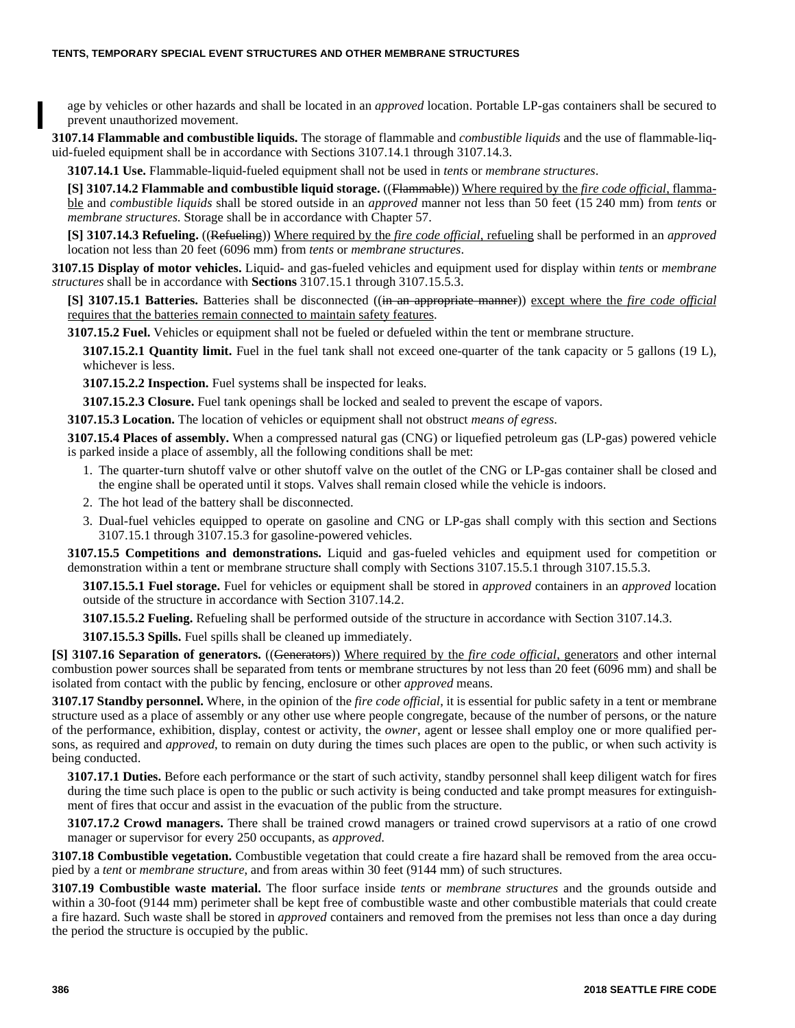age by vehicles or other hazards and shall be located in an *approved* location. Portable LP-gas containers shall be secured to prevent unauthorized movement.

**3107.14 Flammable and combustible liquids.** The storage of flammable and *combustible liquids* and the use of flammable-liquid-fueled equipment shall be in accordance with Sections 3107.14.1 through 3107.14.3.

**3107.14.1 Use.** Flammable-liquid-fueled equipment shall not be used in *tents* or *membrane structures*.

**[S] 3107.14.2 Flammable and combustible liquid storage.** ((~~Flammable~~)) Where required by the *fire code official*, flammable and *combustible liquids* shall be stored outside in an *approved* manner not less than 50 feet (15 240 mm) from *tents* or *membrane structures*. Storage shall be in accordance with Chapter 57.

**[S] 3107.14.3 Refueling.** ((~~Refueling~~)) Where required by the *fire code official*, refueling shall be performed in an *approved* location not less than 20 feet (6096 mm) from *tents* or *membrane structures*.

**3107.15 Display of motor vehicles.** Liquid- and gas-fueled vehicles and equipment used for display within *tents* or *membrane structures* shall be in accordance with **Sections** 3107.15.1 through 3107.15.5.3.

**[S] 3107.15.1 Batteries.** Batteries shall be disconnected ((~~in an appropriate manner~~)) except where the *fire code official* requires that the batteries remain connected to maintain safety features.

**3107.15.2 Fuel.** Vehicles or equipment shall not be fueled or defueled within the tent or membrane structure.

**3107.15.2.1 Quantity limit.** Fuel in the fuel tank shall not exceed one-quarter of the tank capacity or 5 gallons (19 L), whichever is less.

**3107.15.2.2 Inspection.** Fuel systems shall be inspected for leaks.

**3107.15.2.3 Closure.** Fuel tank openings shall be locked and sealed to prevent the escape of vapors.

**3107.15.3 Location.** The location of vehicles or equipment shall not obstruct *means of egress*.

**3107.15.4 Places of assembly.** When a compressed natural gas (CNG) or liquefied petroleum gas (LP-gas) powered vehicle is parked inside a place of assembly, all the following conditions shall be met:

1. The quarter-turn shutoff valve or other shutoff valve on the outlet of the CNG or LP-gas container shall be closed and the engine shall be operated until it stops. Valves shall remain closed while the vehicle is indoors.
2. The hot lead of the battery shall be disconnected.
3. Dual-fuel vehicles equipped to operate on gasoline and CNG or LP-gas shall comply with this section and Sections 3107.15.1 through 3107.15.3 for gasoline-powered vehicles.

**3107.15.5 Competitions and demonstrations.** Liquid and gas-fueled vehicles and equipment used for competition or demonstration within a tent or membrane structure shall comply with Sections 3107.15.5.1 through 3107.15.5.3.

**3107.15.5.1 Fuel storage.** Fuel for vehicles or equipment shall be stored in *approved* containers in an *approved* location outside of the structure in accordance with Section 3107.14.2.

**3107.15.5.2 Fueling.** Refueling shall be performed outside of the structure in accordance with Section 3107.14.3.

**3107.15.5.3 Spills.** Fuel spills shall be cleaned up immediately.

**[S] 3107.16 Separation of generators.** ((~~Generators~~)) Where required by the *fire code official*, generators and other internal combustion power sources shall be separated from tents or membrane structures by not less than 20 feet (6096 mm) and shall be isolated from contact with the public by fencing, enclosure or other *approved* means.

**3107.17 Standby personnel.** Where, in the opinion of the *fire code official*, it is essential for public safety in a tent or membrane structure used as a place of assembly or any other use where people congregate, because of the number of persons, or the nature of the performance, exhibition, display, contest or activity, the *owner*, agent or lessee shall employ one or more qualified persons, as required and *approved*, to remain on duty during the times such places are open to the public, or when such activity is being conducted.

**3107.17.1 Duties.** Before each performance or the start of such activity, standby personnel shall keep diligent watch for fires during the time such place is open to the public or such activity is being conducted and take prompt measures for extinguishment of fires that occur and assist in the evacuation of the public from the structure.

**3107.17.2 Crowd managers.** There shall be trained crowd managers or trained crowd supervisors at a ratio of one crowd manager or supervisor for every 250 occupants, as *approved*.

**3107.18 Combustible vegetation.** Combustible vegetation that could create a fire hazard shall be removed from the area occupied by a *tent* or *membrane structure*, and from areas within 30 feet (9144 mm) of such structures.

**3107.19 Combustible waste material.** The floor surface inside *tents* or *membrane structures* and the grounds outside and within a 30-foot (9144 mm) perimeter shall be kept free of combustible waste and other combustible materials that could create a fire hazard. Such waste shall be stored in *approved* containers and removed from the premises not less than once a day during the period the structure is occupied by the public.